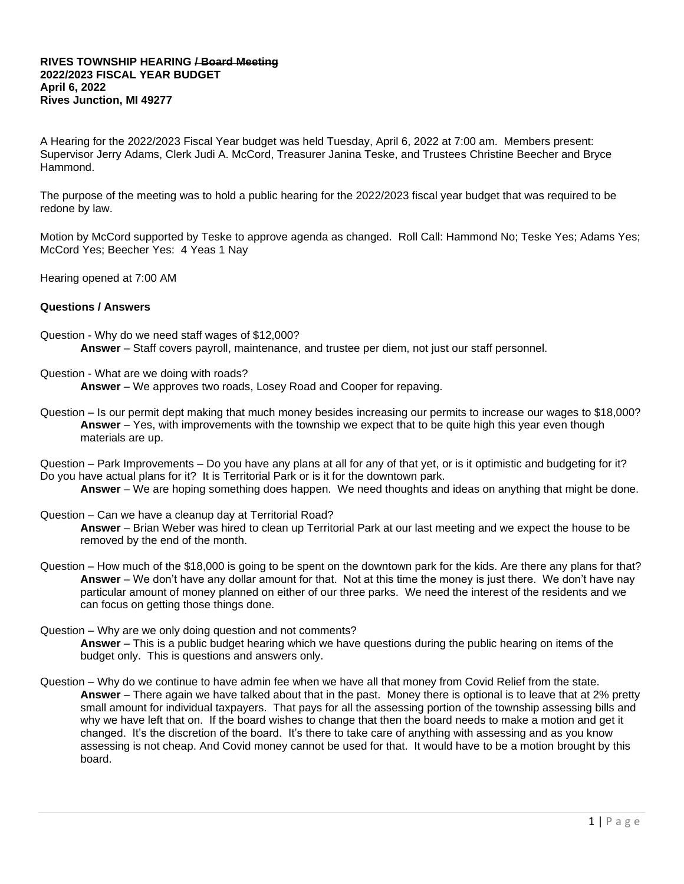**RIVES TOWNSHIP HEARING ~~/ Board Meeting~~**
**2022/2023 FISCAL YEAR BUDGET**
**April 6, 2022**
**Rives Junction, MI 49277**

A Hearing for the 2022/2023 Fiscal Year budget was held Tuesday, April 6, 2022 at 7:00 am. Members present: Supervisor Jerry Adams, Clerk Judi A. McCord, Treasurer Janina Teske, and Trustees Christine Beecher and Bryce Hammond.

The purpose of the meeting was to hold a public hearing for the 2022/2023 fiscal year budget that was required to be redone by law.

Motion by McCord supported by Teske to approve agenda as changed. Roll Call: Hammond No; Teske Yes; Adams Yes; McCord Yes; Beecher Yes: 4 Yeas 1 Nay

Hearing opened at 7:00 AM

**Questions / Answers**

Question - Why do we need staff wages of $12,000?
> **Answer** – Staff covers payroll, maintenance, and trustee per diem, not just our staff personnel.

Question - What are we doing with roads?
> **Answer** – We approves two roads, Losey Road and Cooper for repaving.

Question – Is our permit dept making that much money besides increasing our permits to increase our wages to $18,000?
> **Answer** – Yes, with improvements with the township we expect that to be quite high this year even though materials are up.

Question – Park Improvements – Do you have any plans at all for any of that yet, or is it optimistic and budgeting for it? Do you have actual plans for it? It is Territorial Park or is it for the downtown park.
> **Answer** – We are hoping something does happen. We need thoughts and ideas on anything that might be done.

Question – Can we have a cleanup day at Territorial Road?
> **Answer** – Brian Weber was hired to clean up Territorial Park at our last meeting and we expect the house to be removed by the end of the month.

Question – How much of the $18,000 is going to be spent on the downtown park for the kids. Are there any plans for that?
> **Answer** – We don't have any dollar amount for that. Not at this time the money is just there. We don't have nay particular amount of money planned on either of our three parks. We need the interest of the residents and we can focus on getting those things done.

Question – Why are we only doing question and not comments?
> **Answer** – This is a public budget hearing which we have questions during the public hearing on items of the budget only. This is questions and answers only.

Question – Why do we continue to have admin fee when we have all that money from Covid Relief from the state.
> **Answer** – There again we have talked about that in the past. Money there is optional is to leave that at 2% pretty small amount for individual taxpayers. That pays for all the assessing portion of the township assessing bills and why we have left that on. If the board wishes to change that then the board needs to make a motion and get it changed. It's the discretion of the board. It's there to take care of anything with assessing and as you know assessing is not cheap. And Covid money cannot be used for that. It would have to be a motion brought by this board.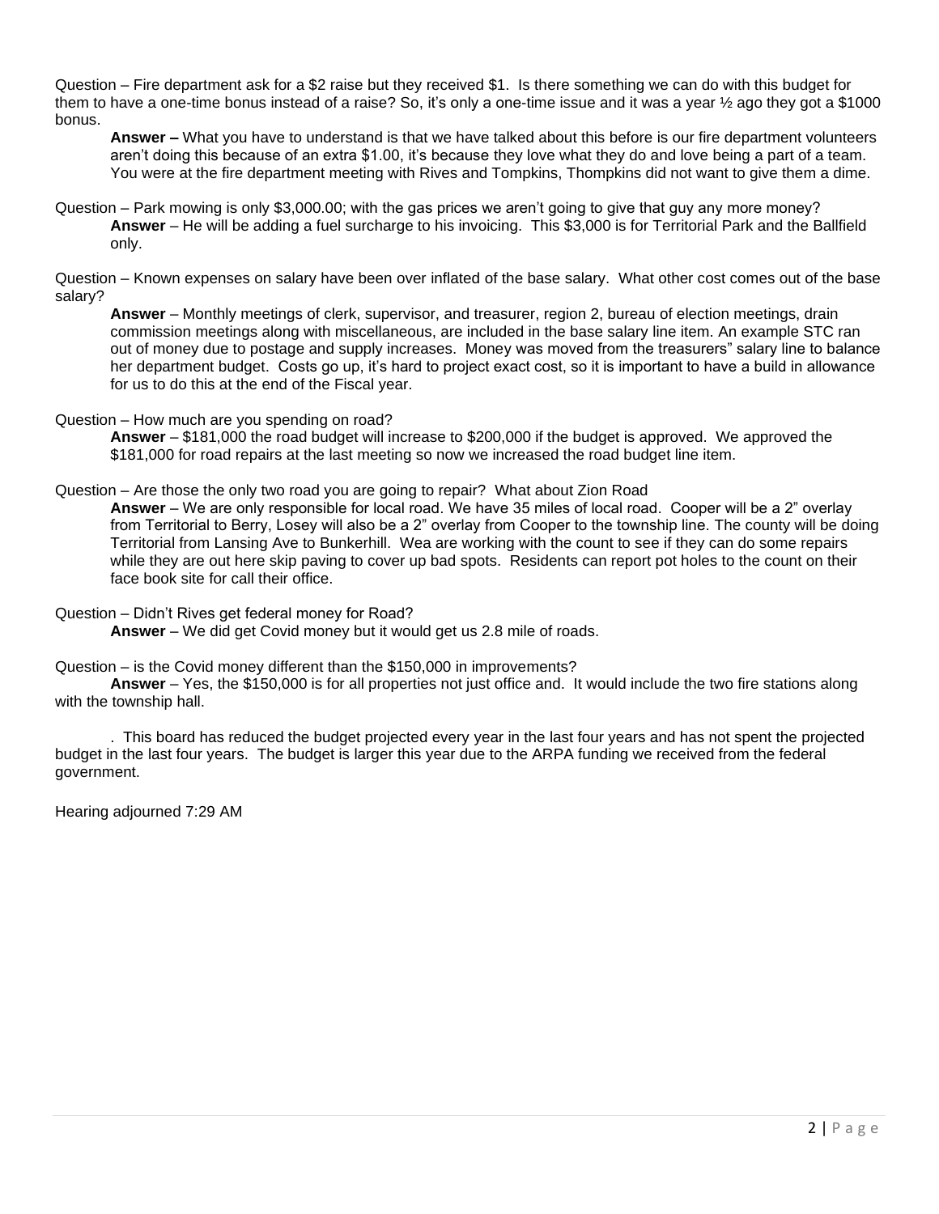Question – Fire department ask for a $2 raise but they received $1. Is there something we can do with this budget for them to have a one-time bonus instead of a raise? So, it's only a one-time issue and it was a year ½ ago they got a $1000 bonus.

**Answer –** What you have to understand is that we have talked about this before is our fire department volunteers aren't doing this because of an extra $1.00, it's because they love what they do and love being a part of a team. You were at the fire department meeting with Rives and Tompkins, Thompkins did not want to give them a dime.

Question – Park mowing is only $3,000.00; with the gas prices we aren't going to give that guy any more money?

**Answer** – He will be adding a fuel surcharge to his invoicing. This $3,000 is for Territorial Park and the Ballfield only.

Question – Known expenses on salary have been over inflated of the base salary. What other cost comes out of the base salary?

**Answer** – Monthly meetings of clerk, supervisor, and treasurer, region 2, bureau of election meetings, drain commission meetings along with miscellaneous, are included in the base salary line item. An example STC ran out of money due to postage and supply increases. Money was moved from the treasurers" salary line to balance her department budget. Costs go up, it's hard to project exact cost, so it is important to have a build in allowance for us to do this at the end of the Fiscal year.

Question – How much are you spending on road?

**Answer** – $181,000 the road budget will increase to $200,000 if the budget is approved. We approved the $181,000 for road repairs at the last meeting so now we increased the road budget line item.

Question – Are those the only two road you are going to repair? What about Zion Road

**Answer** – We are only responsible for local road. We have 35 miles of local road. Cooper will be a 2" overlay from Territorial to Berry, Losey will also be a 2" overlay from Cooper to the township line. The county will be doing Territorial from Lansing Ave to Bunkerhill. Wea are working with the count to see if they can do some repairs while they are out here skip paving to cover up bad spots. Residents can report pot holes to the count on their face book site for call their office.

Question – Didn't Rives get federal money for Road?

**Answer** – We did get Covid money but it would get us 2.8 mile of roads.

Question – is the Covid money different than the $150,000 in improvements?

**Answer** – Yes, the $150,000 is for all properties not just office and. It would include the two fire stations along with the township hall.

. This board has reduced the budget projected every year in the last four years and has not spent the projected budget in the last four years. The budget is larger this year due to the ARPA funding we received from the federal government.

Hearing adjourned 7:29 AM